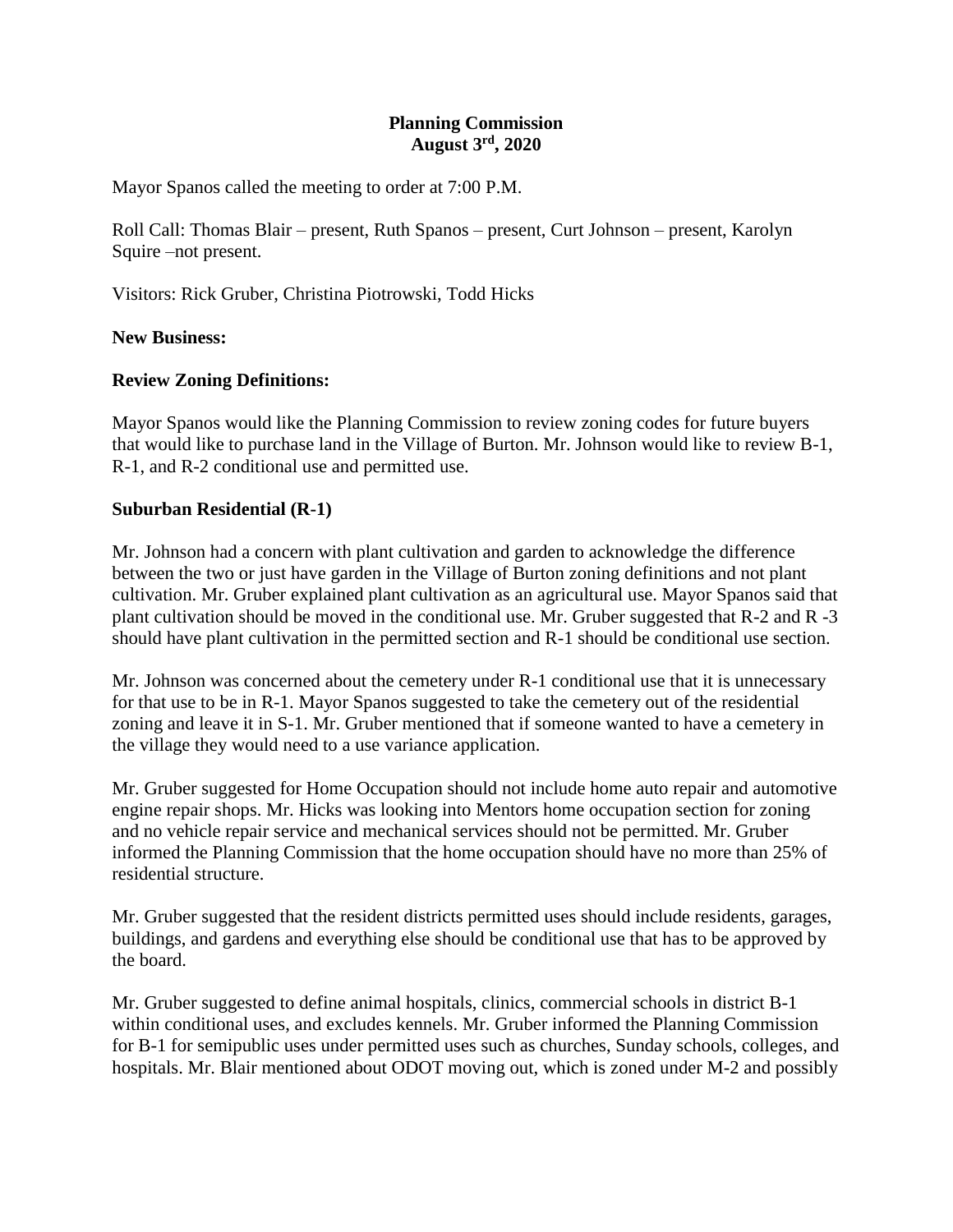**Planning Commission**
**August 3rd, 2020**

Mayor Spanos called the meeting to order at 7:00 P.M.

Roll Call: Thomas Blair – present, Ruth Spanos – present, Curt Johnson – present, Karolyn Squire –not present.

Visitors: Rick Gruber, Christina Piotrowski, Todd Hicks

**New Business:**

**Review Zoning Definitions:**

Mayor Spanos would like the Planning Commission to review zoning codes for future buyers that would like to purchase land in the Village of Burton. Mr. Johnson would like to review B-1, R-1, and R-2 conditional use and permitted use.

**Suburban Residential (R-1)**

Mr. Johnson had a concern with plant cultivation and garden to acknowledge the difference between the two or just have garden in the Village of Burton zoning definitions and not plant cultivation. Mr. Gruber explained plant cultivation as an agricultural use. Mayor Spanos said that plant cultivation should be moved in the conditional use. Mr. Gruber suggested that R-2 and R -3 should have plant cultivation in the permitted section and R-1 should be conditional use section.

Mr. Johnson was concerned about the cemetery under R-1 conditional use that it is unnecessary for that use to be in R-1. Mayor Spanos suggested to take the cemetery out of the residential zoning and leave it in S-1. Mr. Gruber mentioned that if someone wanted to have a cemetery in the village they would need to a use variance application.

Mr. Gruber suggested for Home Occupation should not include home auto repair and automotive engine repair shops. Mr. Hicks was looking into Mentors home occupation section for zoning and no vehicle repair service and mechanical services should not be permitted. Mr. Gruber informed the Planning Commission that the home occupation should have no more than 25% of residential structure.

Mr. Gruber suggested that the resident districts permitted uses should include residents, garages, buildings, and gardens and everything else should be conditional use that has to be approved by the board.

Mr. Gruber suggested to define animal hospitals, clinics, commercial schools in district B-1 within conditional uses, and excludes kennels. Mr. Gruber informed the Planning Commission for B-1 for semipublic uses under permitted uses such as churches, Sunday schools, colleges, and hospitals. Mr. Blair mentioned about ODOT moving out, which is zoned under M-2 and possibly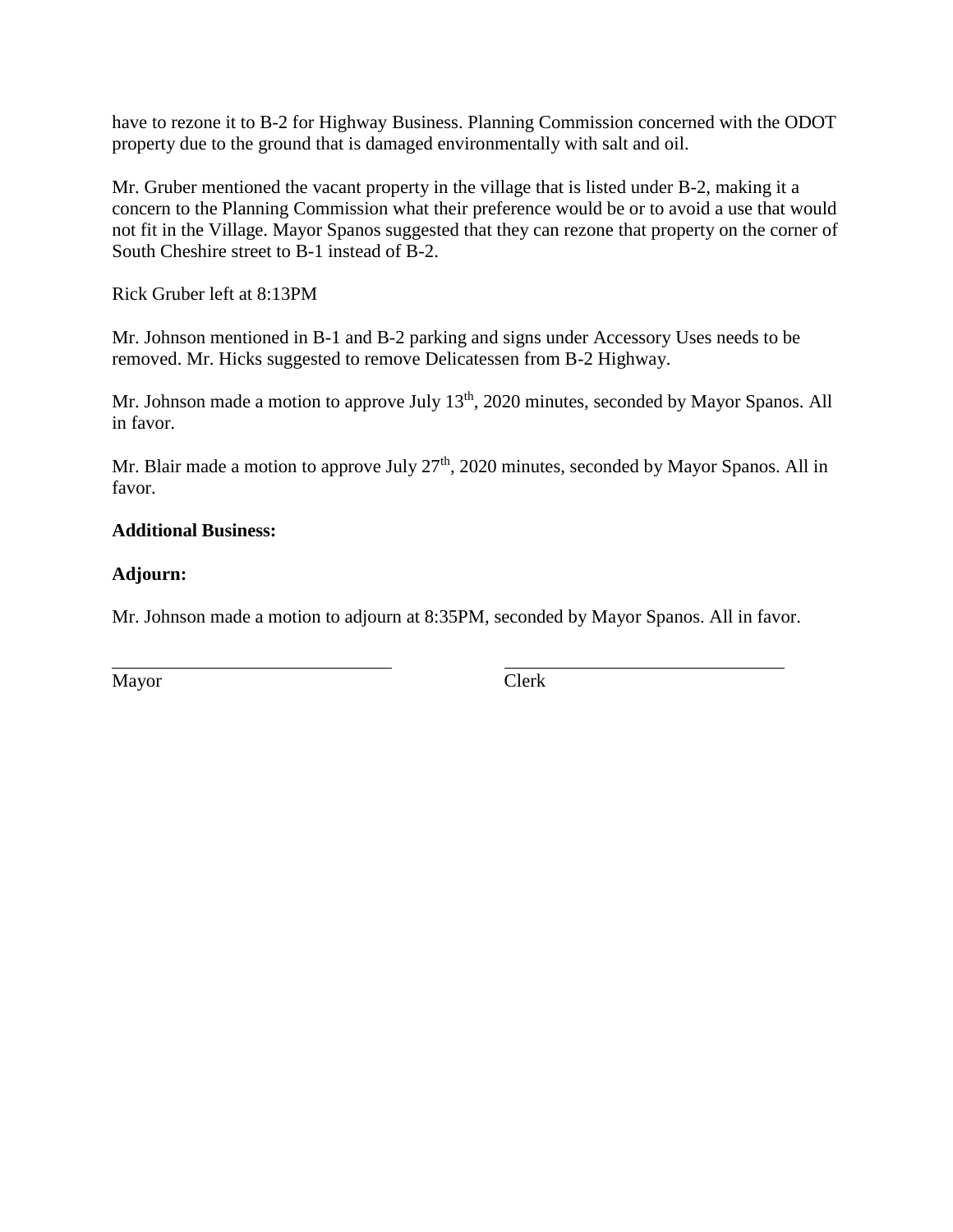have to rezone it to B-2 for Highway Business. Planning Commission concerned with the ODOT property due to the ground that is damaged environmentally with salt and oil.

Mr. Gruber mentioned the vacant property in the village that is listed under B-2, making it a concern to the Planning Commission what their preference would be or to avoid a use that would not fit in the Village. Mayor Spanos suggested that they can rezone that property on the corner of South Cheshire street to B-1 instead of B-2.

Rick Gruber left at 8:13PM

Mr. Johnson mentioned in B-1 and B-2 parking and signs under Accessory Uses needs to be removed. Mr. Hicks suggested to remove Delicatessen from B-2 Highway.

Mr. Johnson made a motion to approve July 13th, 2020 minutes, seconded by Mayor Spanos. All in favor.

Mr. Blair made a motion to approve July 27th, 2020 minutes, seconded by Mayor Spanos. All in favor.

**Additional Business:**

**Adjourn:**

Mr. Johnson made a motion to adjourn at 8:35PM, seconded by Mayor Spanos. All in favor.

\_\_\_\_\_\_\_\_\_\_\_\_\_\_\_\_\_\_\_\_\_\_\_\_\_\_\_\_\_\_ \_\_\_\_\_\_\_\_\_\_\_\_\_\_\_\_\_\_\_\_\_\_\_\_\_\_\_\_\_\_

Mayor Clerk